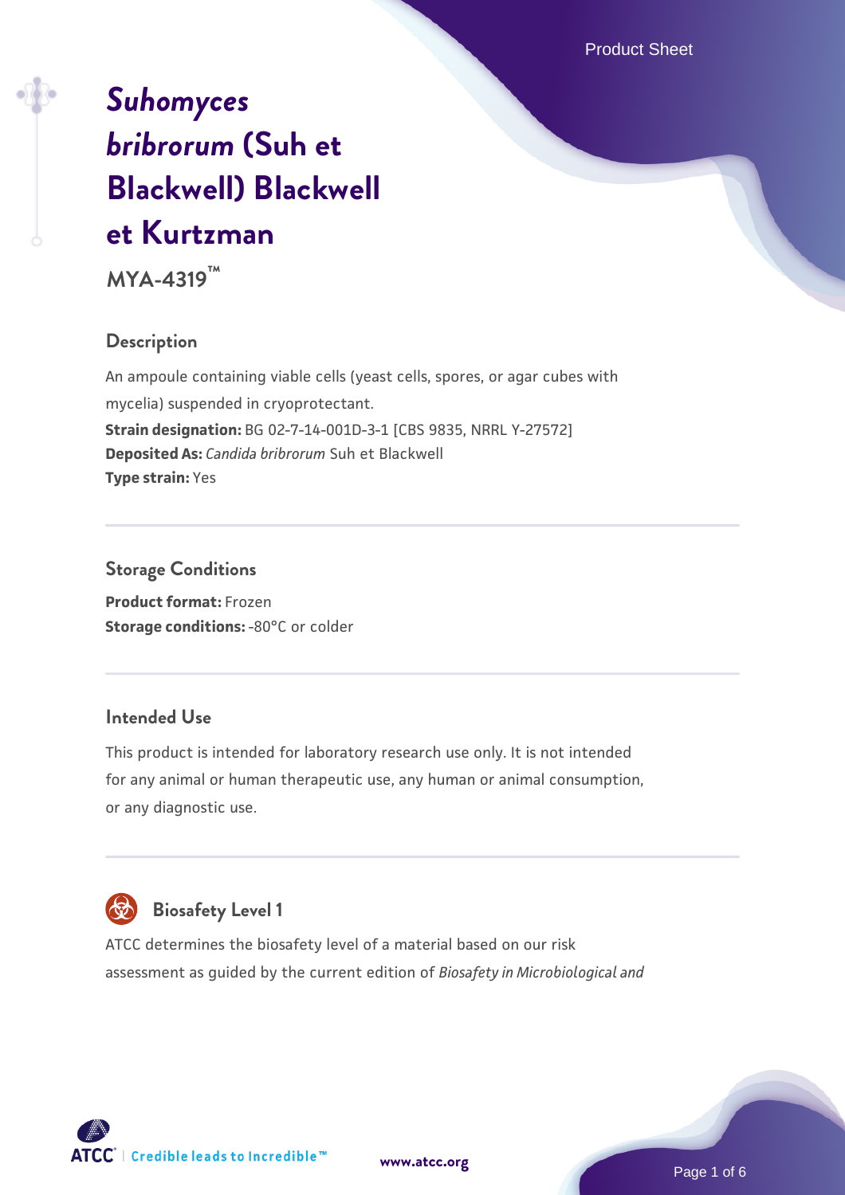# *Suhomyces bribrorum* (Suh et Blackwell) Blackwell et Kurtzman

**MYA-4319™**

## Description

An ampoule containing viable cells (yeast cells, spores, or agar cubes with mycelia) suspended in cryoprotectant.

**Strain designation:** BG 02-7-14-001D-3-1 [CBS 9835, NRRL Y-27572]

**Deposited As:** *Candida bribrorum* Suh et Blackwell

**Type strain:** Yes

## Storage Conditions

**Product format:** Frozen

**Storage conditions:** -80°C or colder

## Intended Use

This product is intended for laboratory research use only. It is not intended for any animal or human therapeutic use, any human or animal consumption, or any diagnostic use.

## Biosafety Level 1

ATCC determines the biosafety level of a material based on our risk assessment as guided by the current edition of *Biosafety in Microbiological and*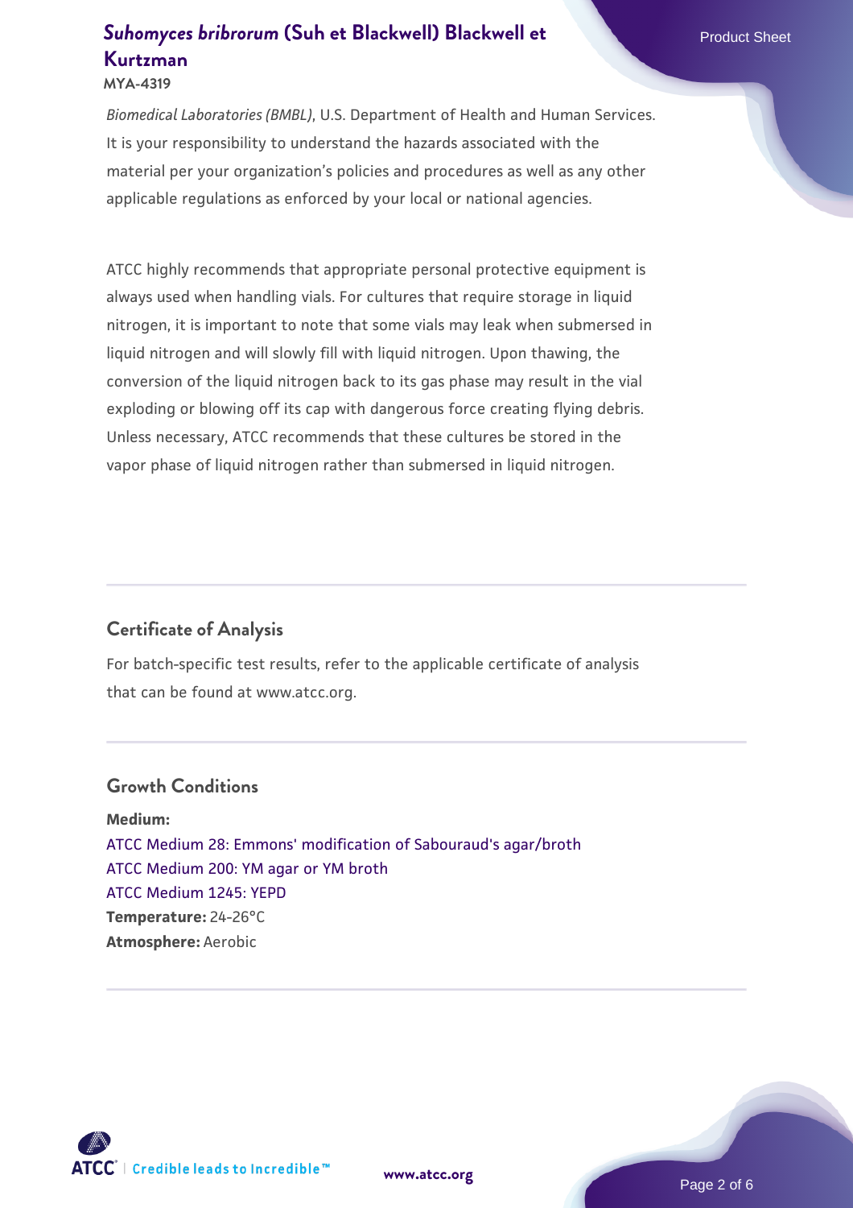*Biomedical Laboratories (BMBL)*, U.S. Department of Health and Human Services. It is your responsibility to understand the hazards associated with the material per your organization's policies and procedures as well as any other applicable regulations as enforced by your local or national agencies.

ATCC highly recommends that appropriate personal protective equipment is always used when handling vials. For cultures that require storage in liquid nitrogen, it is important to note that some vials may leak when submersed in liquid nitrogen and will slowly fill with liquid nitrogen. Upon thawing, the conversion of the liquid nitrogen back to its gas phase may result in the vial exploding or blowing off its cap with dangerous force creating flying debris. Unless necessary, ATCC recommends that these cultures be stored in the vapor phase of liquid nitrogen rather than submersed in liquid nitrogen.

## Certificate of Analysis

For batch-specific test results, refer to the applicable certificate of analysis that can be found at www.atcc.org.

## Growth Conditions

**Medium:**
ATCC Medium 28: Emmons' modification of Sabouraud's agar/broth
ATCC Medium 200: YM agar or YM broth
ATCC Medium 1245: YEPD
**Temperature:** 24-26°C
**Atmosphere:** Aerobic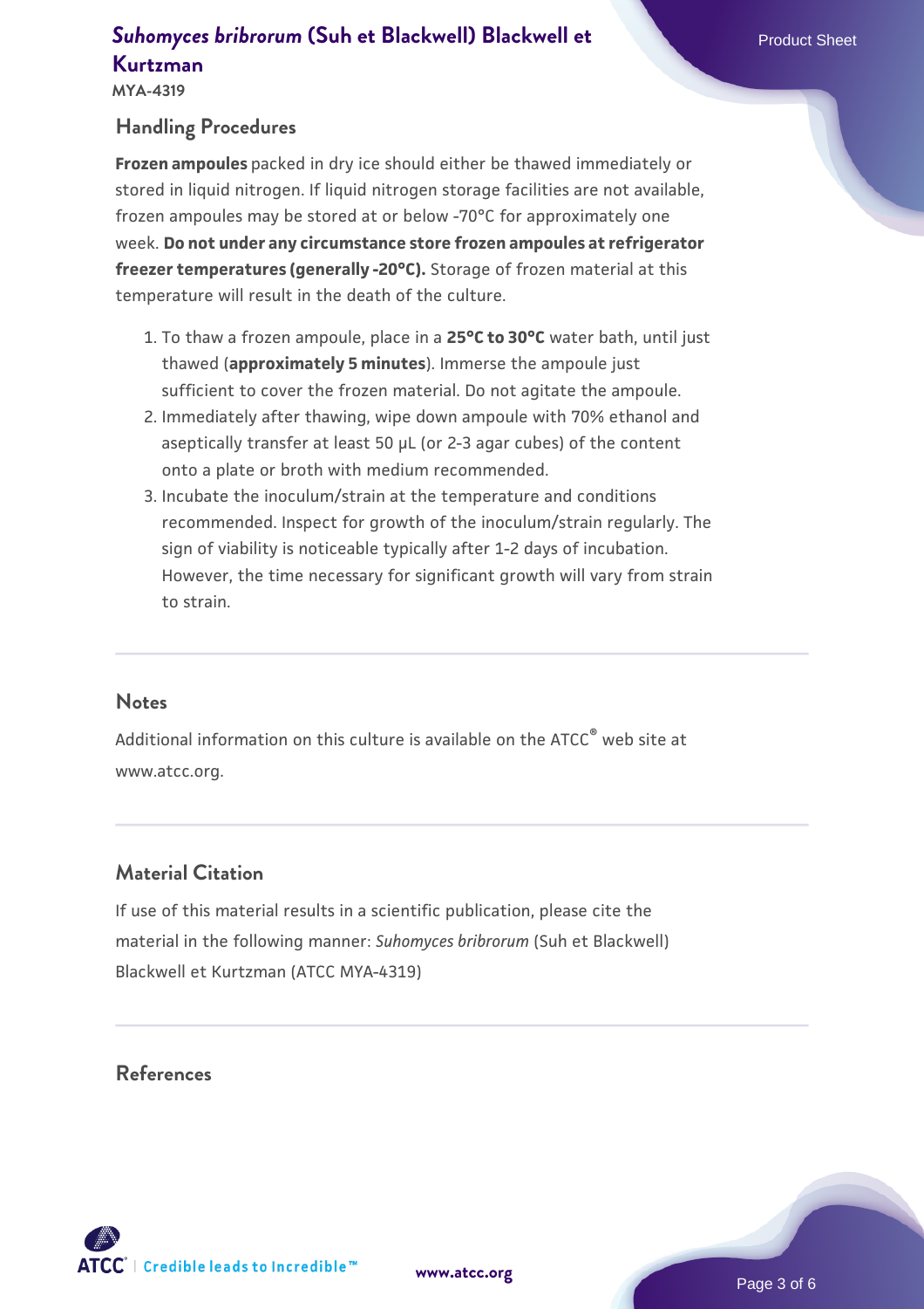## Handling Procedures

**Frozen ampoules** packed in dry ice should either be thawed immediately or stored in liquid nitrogen. If liquid nitrogen storage facilities are not available, frozen ampoules may be stored at or below -70°C for approximately one week. **Do not under any circumstance store frozen ampoules at refrigerator freezer temperatures (generally -20°C).** Storage of frozen material at this temperature will result in the death of the culture.

1. To thaw a frozen ampoule, place in a **25°C to 30°C** water bath, until just thawed (**approximately 5 minutes**). Immerse the ampoule just sufficient to cover the frozen material. Do not agitate the ampoule.
2. Immediately after thawing, wipe down ampoule with 70% ethanol and aseptically transfer at least 50 µL (or 2-3 agar cubes) of the content onto a plate or broth with medium recommended.
3. Incubate the inoculum/strain at the temperature and conditions recommended. Inspect for growth of the inoculum/strain regularly. The sign of viability is noticeable typically after 1-2 days of incubation. However, the time necessary for significant growth will vary from strain to strain.

## Notes

Additional information on this culture is available on the ATCC® web site at www.atcc.org.

## Material Citation

If use of this material results in a scientific publication, please cite the material in the following manner: *Suhomyces bribrorum* (Suh et Blackwell) Blackwell et Kurtzman (ATCC MYA-4319)

## References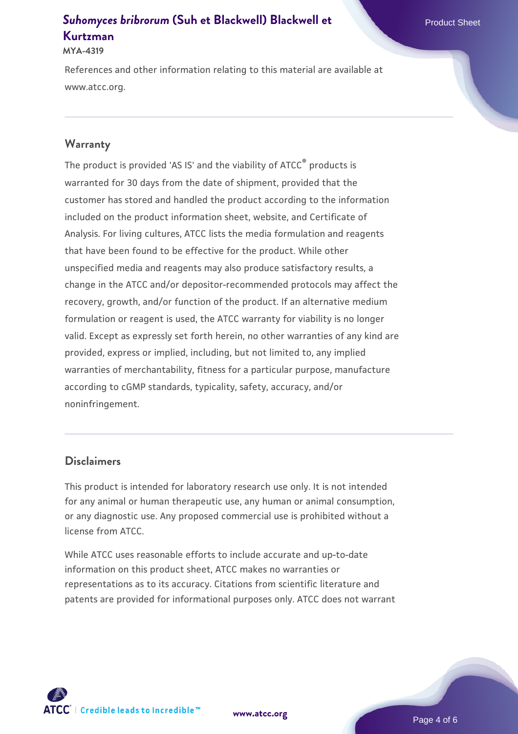References and other information relating to this material are available at www.atcc.org.

## Warranty

The product is provided 'AS IS' and the viability of ATCC® products is warranted for 30 days from the date of shipment, provided that the customer has stored and handled the product according to the information included on the product information sheet, website, and Certificate of Analysis. For living cultures, ATCC lists the media formulation and reagents that have been found to be effective for the product. While other unspecified media and reagents may also produce satisfactory results, a change in the ATCC and/or depositor-recommended protocols may affect the recovery, growth, and/or function of the product. If an alternative medium formulation or reagent is used, the ATCC warranty for viability is no longer valid. Except as expressly set forth herein, no other warranties of any kind are provided, express or implied, including, but not limited to, any implied warranties of merchantability, fitness for a particular purpose, manufacture according to cGMP standards, typicality, safety, accuracy, and/or noninfringement.

## Disclaimers

This product is intended for laboratory research use only. It is not intended for any animal or human therapeutic use, any human or animal consumption, or any diagnostic use. Any proposed commercial use is prohibited without a license from ATCC.

While ATCC uses reasonable efforts to include accurate and up-to-date information on this product sheet, ATCC makes no warranties or representations as to its accuracy. Citations from scientific literature and patents are provided for informational purposes only. ATCC does not warrant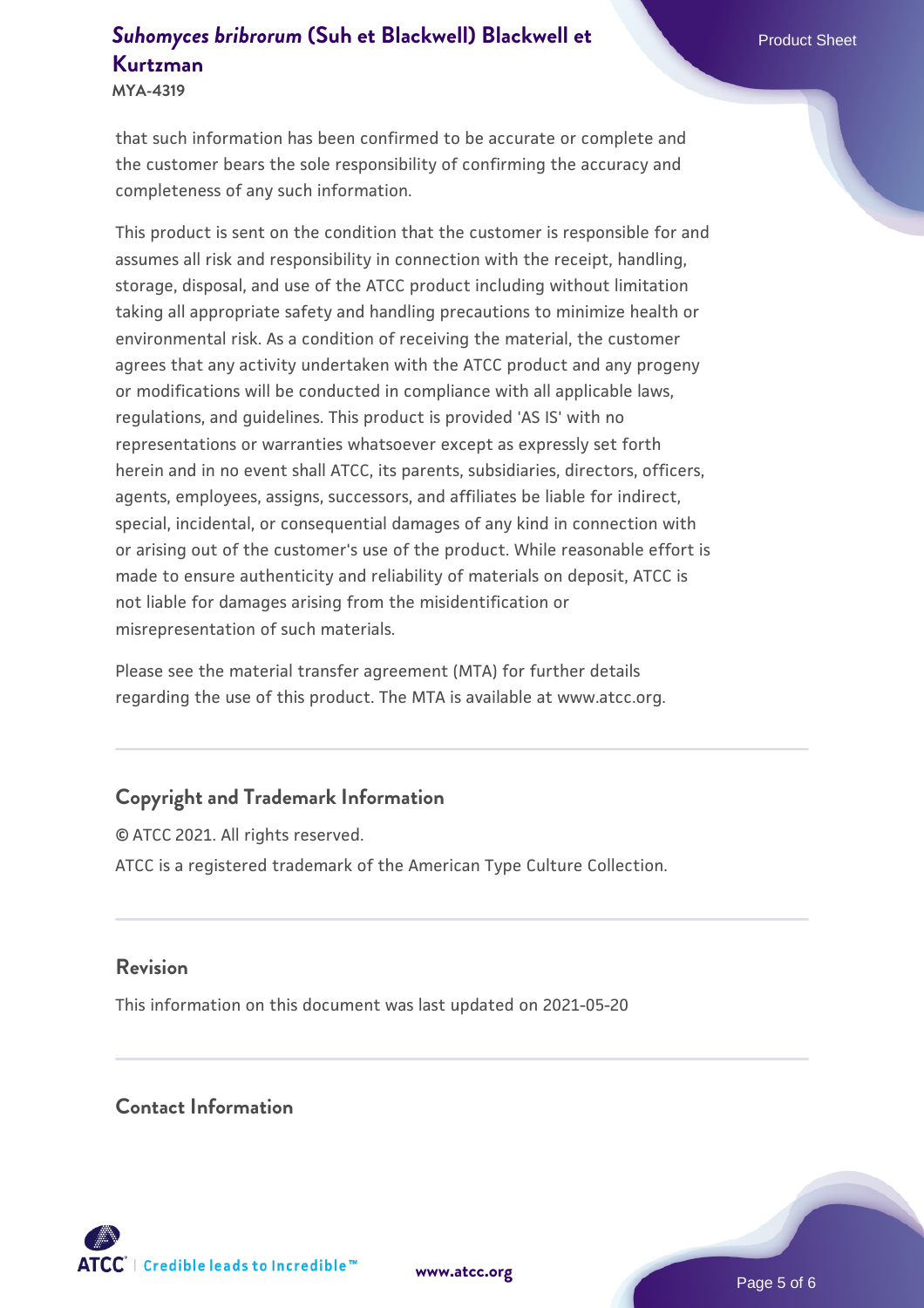that such information has been confirmed to be accurate or complete and the customer bears the sole responsibility of confirming the accuracy and completeness of any such information.

This product is sent on the condition that the customer is responsible for and assumes all risk and responsibility in connection with the receipt, handling, storage, disposal, and use of the ATCC product including without limitation taking all appropriate safety and handling precautions to minimize health or environmental risk. As a condition of receiving the material, the customer agrees that any activity undertaken with the ATCC product and any progeny or modifications will be conducted in compliance with all applicable laws, regulations, and guidelines. This product is provided 'AS IS' with no representations or warranties whatsoever except as expressly set forth herein and in no event shall ATCC, its parents, subsidiaries, directors, officers, agents, employees, assigns, successors, and affiliates be liable for indirect, special, incidental, or consequential damages of any kind in connection with or arising out of the customer's use of the product. While reasonable effort is made to ensure authenticity and reliability of materials on deposit, ATCC is not liable for damages arising from the misidentification or misrepresentation of such materials.

Please see the material transfer agreement (MTA) for further details regarding the use of this product. The MTA is available at www.atcc.org.

## Copyright and Trademark Information

© ATCC 2021. All rights reserved.

ATCC is a registered trademark of the American Type Culture Collection.

## Revision

This information on this document was last updated on 2021-05-20

## Contact Information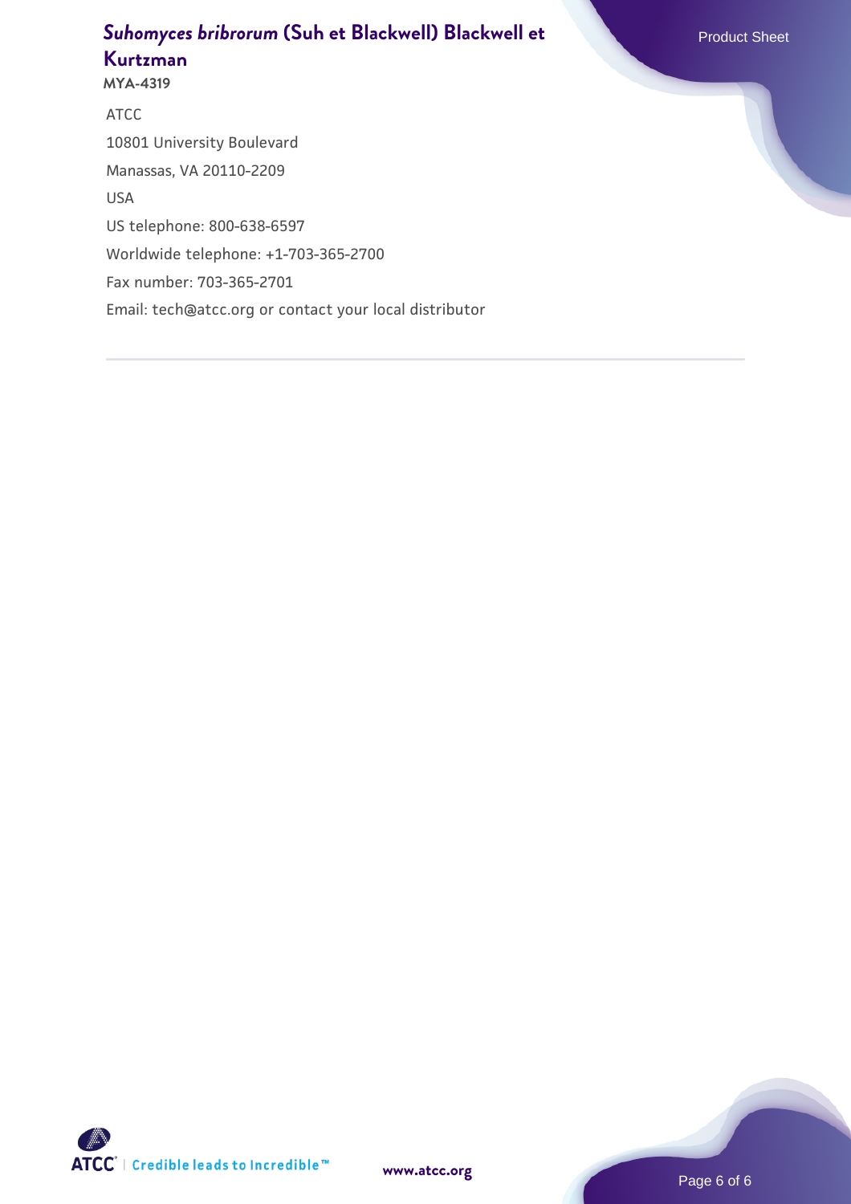ATCC

10801 University Boulevard

Manassas, VA 20110-2209

USA

US telephone: 800-638-6597

Worldwide telephone: +1-703-365-2700

Fax number: 703-365-2701

Email: tech@atcc.org or contact your local distributor